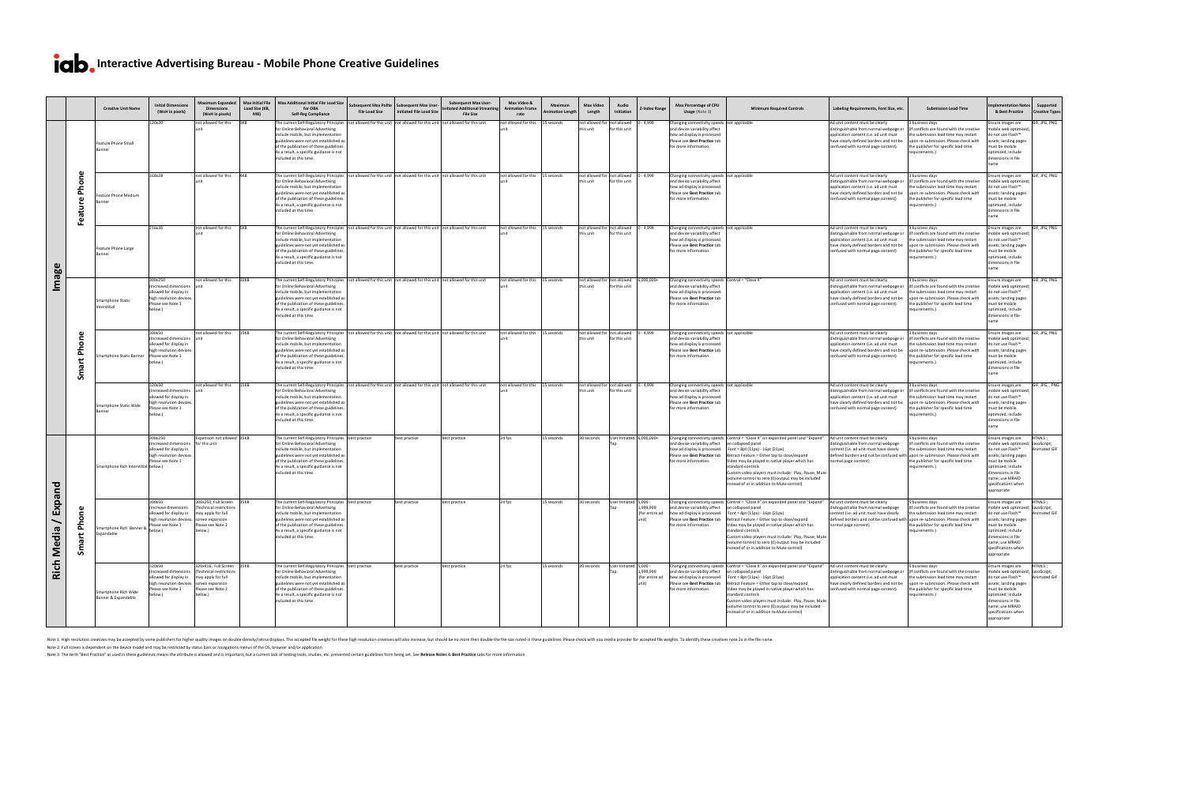# Interactive Advertising Bureau - Mobile Phone Creative Guidelines

| | | Creative Unit Name | Initial Dimensions (WxH in pixels) | Maximum Expanded Dimensions (WxH in pixels) | Max Initial File Load Size (KB, MB) | Max Additional Initial File Load Size for OBA Self-Reg Compliance | Subsequent Max Polite File Load Size | Subsequent Max User-Initiated File Load Size | Subsequent Max User-Initiated Additional Streaming File Size | Max Video & Animation Frame rate | Maximum Animation Length | Max Video Length | Audio Initiation | Z-Index Range | Max Percentage of CPU Usage (Note 3) | Minimum Required Controls | Labeling Requirements, Font Size, etc. | Submission Lead-Time | Implementation Notes & Best Practice | Supported Creative Types |
|---|---|---|---|---|---|---|---|---|---|---|---|---|---|---|---|---|---|---|---|---|
| Image | Feature Phone | Feature Phone Small Banner | 120x20 | not allowed for this unit | 3KB | The current Self-Regulatory Principles for Online Behavioral Advertising include mobile, but implementation guidelines were not yet established as of the publication of these guidelines. As a result, a specific guidance is not included at this time. | not allowed for this unit | not allowed for this unit | not allowed for this unit | not allowed for this unit | 15 seconds | not allowed for this unit | not allowed for this unit | 0 - 4,999 | Changing connectivity speeds and device variability affect how ad display is processed. Please see **Best Practice** tab for more information. | not applicable | Ad unit content must be clearly distinguishable from normal webpage or application content (i.e. ad unit must have clearly defined borders and not be confused with normal page content) | 3 business days (If conflicts are found with the creative the submission lead time may restart upon re-submission. Please check with the publisher for specific lead time requirements.) | Ensure images are mobile web optimized; do not use Flash™ assets; landing pages must be mobile optimized; include dimensions in file name | GIF, JPG, PNG |
| | | Feature Phone Medium Banner | 168x28 | not allowed for this unit | 4KB | The current Self-Regulatory Principles for Online Behavioral Advertising include mobile, but implementation guidelines were not yet established as of the publication of these guidelines. As a result, a specific guidance is not included at this time. | not allowed for this unit | not allowed for this unit | not allowed for this unit | not allowed for this unit | 15 seconds | not allowed for this unit | not allowed for this unit | 0 - 4,999 | Changing connectivity speeds and device variability affect how ad display is processed. Please see **Best Practice** tab for more information. | not applicable | Ad unit content must be clearly distinguishable from normal webpage or application content (i.e. ad unit must have clearly defined borders and not be confused with normal page content) | 3 business days (If conflicts are found with the creative the submission lead time may restart upon re-submission. Please check with the publisher for specific lead time requirements.) | Ensure images are mobile web optimized; do not use Flash™ assets; landing pages must be mobile optimized; include dimensions in file name | GIF, JPG, PNG |
| | | Feature Phone Large Banner | 216x36 | not allowed for this unit | 5KB | The current Self-Regulatory Principles for Online Behavioral Advertising include mobile, but implementation guidelines were not yet established as of the publication of these guidelines. As a result, a specific guidance is not included at this time. | not allowed for this unit | not allowed for this unit | not allowed for this unit | not allowed for this unit | 15 seconds | not allowed for this unit | not allowed for this unit | 0 - 4,999 | Changing connectivity speeds and device variability affect how ad display is processed. Please see **Best Practice** tab for more information. | not applicable | Ad unit content must be clearly distinguishable from normal webpage or application content (i.e. ad unit must have clearly defined borders and not be confused with normal page content) | 3 business days (If conflicts are found with the creative the submission lead time may restart upon re-submission. Please check with the publisher for specific lead time requirements.) | Ensure images are mobile web optimized; do not use Flash™ assets; landing pages must be mobile optimized; include dimensions in file name | GIF, JPG, PNG |
| | Smart Phone | Smartphone Static Interstitial | 300x250 (Increased dimensions allowed for display in high resolution devices. Please see Note 1 below.) | not allowed for this unit | 30KB | The current Self-Regulatory Principles for Online Behavioral Advertising include mobile, but implementation guidelines were not yet established as of the publication of these guidelines. As a result, a specific guidance is not included at this time. | not allowed for this unit | not allowed for this unit | not allowed for this unit | not allowed for this unit | 15 seconds | not allowed for this unit | not allowed for this unit | 6,000,000+ | Changing connectivity speeds and device variability affect how ad display is processed. Please see **Best Practice** tab for more information. | Control = "Close X" | Ad unit content must be clearly distinguishable from normal webpage or application content (i.e. ad unit must have clearly defined borders and not be confused with normal page content) | 3 business days (If conflicts are found with the creative the submission lead time may restart upon re-submission. Please check with the publisher for specific lead time requirements.) | Ensure images are mobile web optimized; do not use Flash™ assets; landing pages must be mobile optimized; include dimensions in file name | GIF, JPG, PNG |
| | | Smartphone Static Banner | 300x50 (Increased dimensions allowed for display in high resolution devices. Please see Note 1 below.) | not allowed for this unit | 15KB | The current Self-Regulatory Principles for Online Behavioral Advertising include mobile, but implementation guidelines were not yet established as of the publication of these guidelines. As a result, a specific guidance is not included at this time. | not allowed for this unit | not allowed for this unit | not allowed for this unit | not allowed for this unit | 15 seconds | not allowed for this unit | not allowed for this unit | 0 - 4,999 | Changing connectivity speeds and device variability affect how ad display is processed. Please see **Best Practice** tab for more information. | not applicable | Ad unit content must be clearly distinguishable from normal webpage or application content (i.e. ad unit must have clearly defined borders and not be confused with normal page content) | 3 business days (If conflicts are found with the creative the submission lead time may restart upon re-submission. Please check with the publisher for specific lead time requirements.) | Ensure images are mobile web optimized; do not use Flash™ assets; landing pages must be mobile optimized; include dimensions in file name | GIF, JPG, PNG |
| | | Smartphone Static Wide Banner | 320x50 (Increased dimensions allowed for display in high resolution devices. Please see Note 1 below.) | not allowed for this unit | 15KB | The current Self-Regulatory Principles for Online Behavioral Advertising include mobile, but implementation guidelines were not yet established as of the publication of these guidelines. As a result, a specific guidance is not included at this time. | not allowed for this unit | not allowed for this unit | not allowed for this unit | not allowed for this unit | 15 seconds | not allowed for this unit | not allowed for this unit | 0 - 4,999 | Changing connectivity speeds and device variability affect how ad display is processed. Please see **Best Practice** tab for more information. | not applicable | Ad unit content must be clearly distinguishable from normal webpage or application content (i.e. ad unit must have clearly defined borders and not be confused with normal page content) | 3 business days (If conflicts are found with the creative the submission lead time may restart upon re-submission. Please check with the publisher for specific lead time requirements.) | Ensure images are mobile web optimized; do not use Flash™ assets; landing pages must be mobile optimized; include dimensions in file name | GIF, JPG, PNG |
| Rich Media / Expand | Smart Phone | Smartphone Rich Interstitial | 300x250 (Increased dimensions allowed for display in high resolution devices. Please see Note 1 below.) | Expansion not allowed for this unit | 35KB | The current Self-Regulatory Principles for Online Behavioral Advertising include mobile, but implementation guidelines were not yet established as of the publication of these guidelines. As a result, a specific guidance is not included at this time. | best practice | best practice | best practice | 24 fps | 15 seconds | 30 seconds | User Initiated Tap | 6,000,000+ | Changing connectivity speeds and device variability affect how ad display is processed. Please see **Best Practice** tab for more information. | Control = "Close X" on expanded panel and "Expand" on collapsed panel<br>Font = 8pt (11px) - 16pt (21px)<br>Retract Feature = Either tap to close/expand<br>Video may be played in native player which has standard controls<br>Custom video players must include: Play, Pause, Mute (volume control to zero (0) output may be included instead of or in addition to Mute control) | Ad unit content must be clearly distinguishable from normal webpage content (i.e. ad unit must have clearly defined borders and not be confused with normal page content) | 5 business days (If conflicts are found with the creative the submission lead time may restart upon re-submission. Please check with the publisher for specific lead time requirements.) | Ensure images are mobile web optimized; do not use Flash™ assets; landing pages must be mobile optimized; include dimensions in file name; use MRAID specifications when appropriate | HTML5 ; JavaScript; Animated GIF |
| | | Smartphone Rich Banner & Expandable | 300x50 (Increased dimensions allowed for display in high resolution devices. Please see Note 1 below.) | 300x250, Full Screen (Technical restrictions may apply for full screen expansion. Please see Note 2 below.) | 35KB | The current Self-Regulatory Principles for Online Behavioral Advertising include mobile, but implementation guidelines were not yet established as of the publication of these guidelines. As a result, a specific guidance is not included at this time. | best practice | best practice | best practice | 24 fps | 15 seconds | 30 seconds | User Initiated Tap | 5,000 - 1,999,999 (for entire ad unit) | Changing connectivity speeds and device variability affect how ad display is processed. Please see **Best Practice** tab for more information. | Control = "Close X" on expanded panel and "Expand" on collapsed panel<br>Font = 8pt (11px) - 16pt (21px)<br>Retract Feature = Either tap to close/expand<br>Video may be played in native player which has standard controls<br>Custom video players must include: Play, Pause, Mute (volume control to zero (0) output may be included instead of or in addition to Mute control) | Ad unit content must be clearly distinguishable from normal webpage content (i.e. ad unit must have clearly defined borders and not be confused with normal page content) | 5 business days (If conflicts are found with the creative the submission lead time may restart upon re-submission. Please check with the publisher for specific lead time requirements.) | Ensure images are mobile web optimized; do not use Flash™ assets; landing pages must be mobile optimized; include dimensions in file name; use MRAID specifications when appropriate | HTML5 ; JavaScript; Animated GIF |
| | | Smartphone Rich Wide Banner & Expandable | 320x50 (Increased dimensions allowed for display in high resolution devices. Please see Note 1 below.) | 320x416, Full Screen (Technical restrictions may apply for full screen expansion. Please see Note 2 below.) | 35KB | The current Self-Regulatory Principles for Online Behavioral Advertising include mobile, but implementation guidelines were not yet established as of the publication of these guidelines. As a result, a specific guidance is not included at this time. | best practice | best practice | best practice | 24 fps | 15 seconds | 30 seconds | User Initiated Tap | 5,000 - 1,999,999 (for entire ad unit) | Changing connectivity speeds and device variability affect how ad display is processed. Please see **Best Practice** tab for more information. | Control = "Close X" on expanded panel and "Expand" on collapsed panel<br>Font = 8pt (11px) - 16pt (21px)<br>Retract Feature = Either tap to close/expand<br>Video may be played in native player which has standard controls<br>Custom video players must include: Play, Pause, Mute (volume control to zero (0) output may be included instead of or in addition to Mute control) | Ad unit content must be clearly distinguishable from normal webpage or application content (i.e. ad unit must have clearly defined borders and not be confused with normal page content) | 5 business days (If conflicts are found with the creative the submission lead time may restart upon re-submission. Please check with the publisher for specific lead time requirements.) | Ensure images are mobile web optimized; do not use Flash™ assets; landing pages must be mobile optimized; include dimensions in file name; use MRAID specifications when appropriate | HTML5 ; JavaScript; Animated GIF |

Note 1: High resolution creatives may be accepted by some publishers for higher quality images on double-density/retina displays. The accepted file weight for these high resolution creatives will also increase, but should be no more then double the file size noted in these guidelines. Please check with you media provider for accepted file weights. To identify these creatives note 2x in the file name.

Note 2: Full screen is dependent on the device model and may be restricted by status bars or navigations menus of the OS, browser and/or application.

Note 3: The term "Best Practice" as used in these guidelines means the attribute is allowed and is important, but a current lack of testing tools, studies, etc. prevented certain guidelines form being set. See **Release Notes** & **Best Practice** tabs for more information.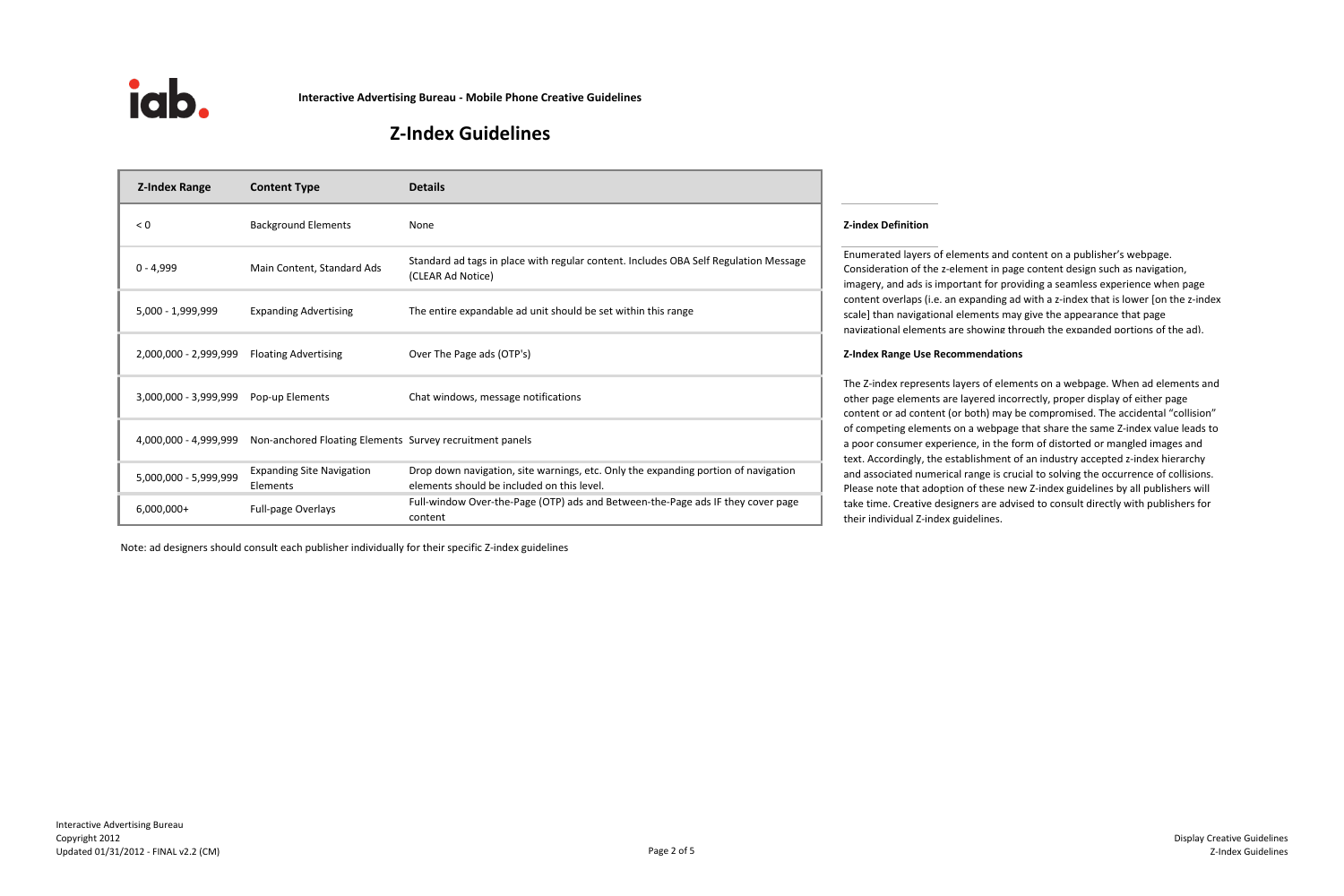Interactive Advertising Bureau - Mobile Phone Creative Guidelines

# Z-Index Guidelines

| Z-Index Range | Content Type | Details |
|---|---|---|
| < 0 | Background Elements | None |
| 0 - 4,999 | Main Content, Standard Ads | Standard ad tags in place with regular content. Includes OBA Self Regulation Message (CLEAR Ad Notice) |
| 5,000 - 1,999,999 | Expanding Advertising | The entire expandable ad unit should be set within this range |
| 2,000,000 - 2,999,999 | Floating Advertising | Over The Page ads (OTP's) |
| 3,000,000 - 3,999,999 | Pop-up Elements | Chat windows, message notifications |
| 4,000,000 - 4,999,999 | Non-anchored Floating Elements | Survey recruitment panels |
| 5,000,000 - 5,999,999 | Expanding Site Navigation Elements | Drop down navigation, site warnings, etc. Only the expanding portion of navigation elements should be included on this level. |
| 6,000,000+ | Full-page Overlays | Full-window Over-the-Page (OTP) ads and Between-the-Page ads IF they cover page content |

Note: ad designers should consult each publisher individually for their specific Z-index guidelines

**Z-index Definition**

Enumerated layers of elements and content on a publisher's webpage. Consideration of the z-element in page content design such as navigation, imagery, and ads is important for providing a seamless experience when page content overlaps (i.e. an expanding ad with a z-index that is lower [on the z-index scale] than navigational elements may give the appearance that page navigational elements are showing through the expanded portions of the ad).

**Z-Index Range Use Recommendations**

The Z-index represents layers of elements on a webpage. When ad elements and other page elements are layered incorrectly, proper display of either page content or ad content (or both) may be compromised. The accidental "collision" of competing elements on a webpage that share the same Z-index value leads to a poor consumer experience, in the form of distorted or mangled images and text. Accordingly, the establishment of an industry accepted z-index hierarchy and associated numerical range is crucial to solving the occurrence of collisions. Please note that adoption of these new Z-index guidelines by all publishers will take time. Creative designers are advised to consult directly with publishers for their individual Z-index guidelines.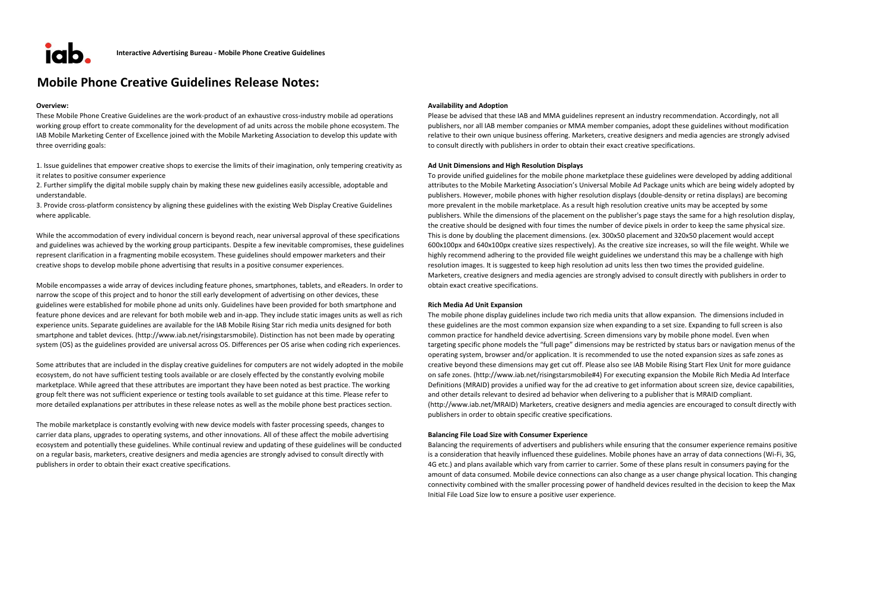# Mobile Phone Creative Guidelines Release Notes:

**Overview:**

These Mobile Phone Creative Guidelines are the work-product of an exhaustive cross-industry mobile ad operations working group effort to create commonality for the development of ad units across the mobile phone ecosystem. The IAB Mobile Marketing Center of Excellence joined with the Mobile Marketing Association to develop this update with three overriding goals:

1. Issue guidelines that empower creative shops to exercise the limits of their imagination, only tempering creativity as it relates to positive consumer experience
2. Further simplify the digital mobile supply chain by making these new guidelines easily accessible, adoptable and understandable.
3. Provide cross-platform consistency by aligning these guidelines with the existing Web Display Creative Guidelines where applicable.

While the accommodation of every individual concern is beyond reach, near universal approval of these specifications and guidelines was achieved by the working group participants. Despite a few inevitable compromises, these guidelines represent clarification in a fragmenting mobile ecosystem. These guidelines should empower marketers and their creative shops to develop mobile phone advertising that results in a positive consumer experiences.

Mobile encompasses a wide array of devices including feature phones, smartphones, tablets, and eReaders. In order to narrow the scope of this project and to honor the still early development of advertising on other devices, these guidelines were established for mobile phone ad units only. Guidelines have been provided for both smartphone and feature phone devices and are relevant for both mobile web and in-app. They include static images units as well as rich experience units. Separate guidelines are available for the IAB Mobile Rising Star rich media units designed for both smartphone and tablet devices. (http://www.iab.net/risingstarsmobile). Distinction has not been made by operating system (OS) as the guidelines provided are universal across OS. Differences per OS arise when coding rich experiences.

Some attributes that are included in the display creative guidelines for computers are not widely adopted in the mobile ecosystem, do not have sufficient testing tools available or are closely effected by the constantly evolving mobile marketplace. While agreed that these attributes are important they have been noted as best practice. The working group felt there was not sufficient experience or testing tools available to set guidance at this time. Please refer to more detailed explanations per attributes in these release notes as well as the mobile phone best practices section.

The mobile marketplace is constantly evolving with new device models with faster processing speeds, changes to carrier data plans, upgrades to operating systems, and other innovations. All of these affect the mobile advertising ecosystem and potentially these guidelines. While continual review and updating of these guidelines will be conducted on a regular basis, marketers, creative designers and media agencies are strongly advised to consult directly with publishers in order to obtain their exact creative specifications.

**Availability and Adoption**

Please be advised that these IAB and MMA guidelines represent an industry recommendation. Accordingly, not all publishers, nor all IAB member companies or MMA member companies, adopt these guidelines without modification relative to their own unique business offering. Marketers, creative designers and media agencies are strongly advised to consult directly with publishers in order to obtain their exact creative specifications.

**Ad Unit Dimensions and High Resolution Displays**

To provide unified guidelines for the mobile phone marketplace these guidelines were developed by adding additional attributes to the Mobile Marketing Association's Universal Mobile Ad Package units which are being widely adopted by publishers. However, mobile phones with higher resolution displays (double-density or retina displays) are becoming more prevalent in the mobile marketplace. As a result high resolution creative units may be accepted by some publishers. While the dimensions of the placement on the publisher's page stays the same for a high resolution display, the creative should be designed with four times the number of device pixels in order to keep the same physical size. This is done by doubling the placement dimensions. (ex. 300x50 placement and 320x50 placement would accept 600x100px and 640x100px creative sizes respectively). As the creative size increases, so will the file weight. While we highly recommend adhering to the provided file weight guidelines we understand this may be a challenge with high resolution images. It is suggested to keep high resolution ad units less then two times the provided guideline. Marketers, creative designers and media agencies are strongly advised to consult directly with publishers in order to obtain exact creative specifications.

**Rich Media Ad Unit Expansion**

The mobile phone display guidelines include two rich media units that allow expansion. The dimensions included in these guidelines are the most common expansion size when expanding to a set size. Expanding to full screen is also common practice for handheld device advertising. Screen dimensions vary by mobile phone model. Even when targeting specific phone models the "full page" dimensions may be restricted by status bars or navigation menus of the operating system, browser and/or application. It is recommended to use the noted expansion sizes as safe zones as creative beyond these dimensions may get cut off. Please also see IAB Mobile Rising Start Flex Unit for more guidance on safe zones. (http://www.iab.net/risingstarsmobile#4) For executing expansion the Mobile Rich Media Ad Interface Definitions (MRAID) provides a unified way for the ad creative to get information about screen size, device capabilities, and other details relevant to desired ad behavior when delivering to a publisher that is MRAID compliant. (http://www.iab.net/MRAID) Marketers, creative designers and media agencies are encouraged to consult directly with publishers in order to obtain specific creative specifications.

**Balancing File Load Size with Consumer Experience**

Balancing the requirements of advertisers and publishers while ensuring that the consumer experience remains positive is a consideration that heavily influenced these guidelines. Mobile phones have an array of data connections (Wi-Fi, 3G, 4G etc.) and plans available which vary from carrier to carrier. Some of these plans result in consumers paying for the amount of data consumed. Mobile device connections can also change as a user change physical location. This changing connectivity combined with the smaller processing power of handheld devices resulted in the decision to keep the Max Initial File Load Size low to ensure a positive user experience.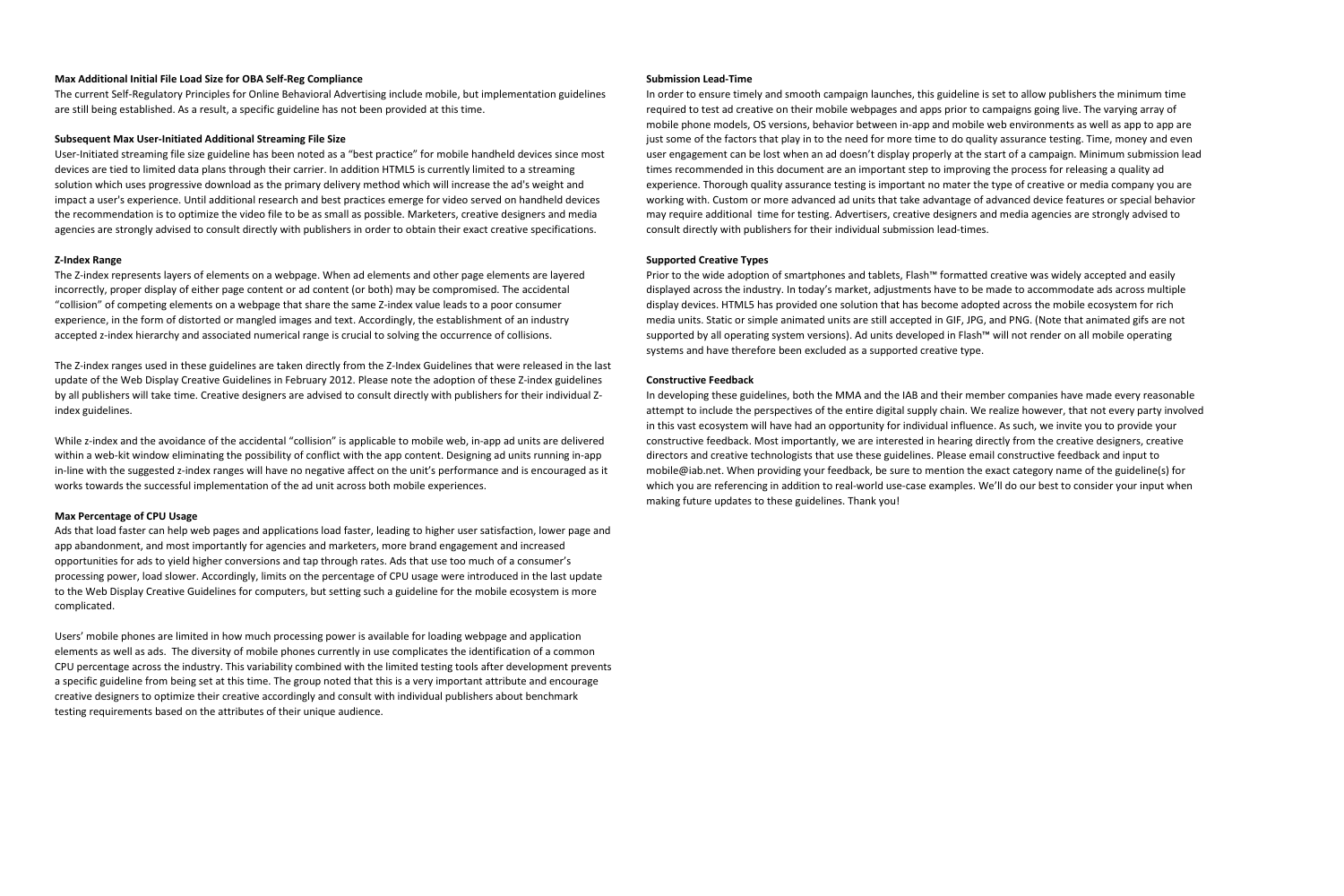**Max Additional Initial File Load Size for OBA Self-Reg Compliance**

The current Self-Regulatory Principles for Online Behavioral Advertising include mobile, but implementation guidelines are still being established. As a result, a specific guideline has not been provided at this time.

**Subsequent Max User-Initiated Additional Streaming File Size**

User-Initiated streaming file size guideline has been noted as a "best practice" for mobile handheld devices since most devices are tied to limited data plans through their carrier. In addition HTML5 is currently limited to a streaming solution which uses progressive download as the primary delivery method which will increase the ad's weight and impact a user's experience. Until additional research and best practices emerge for video served on handheld devices the recommendation is to optimize the video file to be as small as possible. Marketers, creative designers and media agencies are strongly advised to consult directly with publishers in order to obtain their exact creative specifications.

**Z-Index Range**

The Z-index represents layers of elements on a webpage. When ad elements and other page elements are layered incorrectly, proper display of either page content or ad content (or both) may be compromised. The accidental "collision" of competing elements on a webpage that share the same Z-index value leads to a poor consumer experience, in the form of distorted or mangled images and text. Accordingly, the establishment of an industry accepted z-index hierarchy and associated numerical range is crucial to solving the occurrence of collisions.

The Z-index ranges used in these guidelines are taken directly from the Z-Index Guidelines that were released in the last update of the Web Display Creative Guidelines in February 2012. Please note the adoption of these Z-index guidelines by all publishers will take time. Creative designers are advised to consult directly with publishers for their individual Z-index guidelines.

While z-index and the avoidance of the accidental "collision" is applicable to mobile web, in-app ad units are delivered within a web-kit window eliminating the possibility of conflict with the app content. Designing ad units running in-app in-line with the suggested z-index ranges will have no negative affect on the unit's performance and is encouraged as it works towards the successful implementation of the ad unit across both mobile experiences.

**Max Percentage of CPU Usage**

Ads that load faster can help web pages and applications load faster, leading to higher user satisfaction, lower page and app abandonment, and most importantly for agencies and marketers, more brand engagement and increased opportunities for ads to yield higher conversions and tap through rates. Ads that use too much of a consumer's processing power, load slower. Accordingly, limits on the percentage of CPU usage were introduced in the last update to the Web Display Creative Guidelines for computers, but setting such a guideline for the mobile ecosystem is more complicated.

Users' mobile phones are limited in how much processing power is available for loading webpage and application elements as well as ads. The diversity of mobile phones currently in use complicates the identification of a common CPU percentage across the industry. This variability combined with the limited testing tools after development prevents a specific guideline from being set at this time. The group noted that this is a very important attribute and encourage creative designers to optimize their creative accordingly and consult with individual publishers about benchmark testing requirements based on the attributes of their unique audience.

**Submission Lead-Time**

In order to ensure timely and smooth campaign launches, this guideline is set to allow publishers the minimum time required to test ad creative on their mobile webpages and apps prior to campaigns going live. The varying array of mobile phone models, OS versions, behavior between in-app and mobile web environments as well as app to app are just some of the factors that play in to the need for more time to do quality assurance testing. Time, money and even user engagement can be lost when an ad doesn't display properly at the start of a campaign. Minimum submission lead times recommended in this document are an important step to improving the process for releasing a quality ad experience. Thorough quality assurance testing is important no mater the type of creative or media company you are working with. Custom or more advanced ad units that take advantage of advanced device features or special behavior may require additional time for testing. Advertisers, creative designers and media agencies are strongly advised to consult directly with publishers for their individual submission lead-times.

**Supported Creative Types**

Prior to the wide adoption of smartphones and tablets, Flash™ formatted creative was widely accepted and easily displayed across the industry. In today's market, adjustments have to be made to accommodate ads across multiple display devices. HTML5 has provided one solution that has become adopted across the mobile ecosystem for rich media units. Static or simple animated units are still accepted in GIF, JPG, and PNG. (Note that animated gifs are not supported by all operating system versions). Ad units developed in Flash™ will not render on all mobile operating systems and have therefore been excluded as a supported creative type.

**Constructive Feedback**

In developing these guidelines, both the MMA and the IAB and their member companies have made every reasonable attempt to include the perspectives of the entire digital supply chain. We realize however, that not every party involved in this vast ecosystem will have had an opportunity for individual influence. As such, we invite you to provide your constructive feedback. Most importantly, we are interested in hearing directly from the creative designers, creative directors and creative technologists that use these guidelines. Please email constructive feedback and input to mobile@iab.net. When providing your feedback, be sure to mention the exact category name of the guideline(s) for which you are referencing in addition to real-world use-case examples. We'll do our best to consider your input when making future updates to these guidelines. Thank you!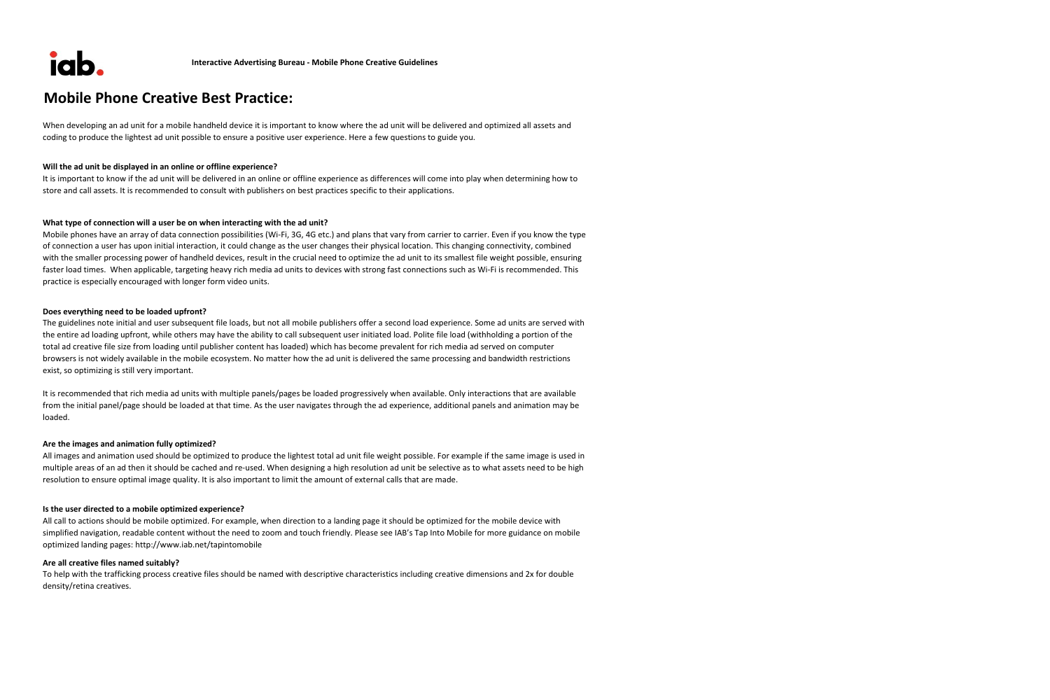# Mobile Phone Creative Best Practice:

When developing an ad unit for a mobile handheld device it is important to know where the ad unit will be delivered and optimized all assets and coding to produce the lightest ad unit possible to ensure a positive user experience. Here a few questions to guide you.

**Will the ad unit be displayed in an online or offline experience?**

It is important to know if the ad unit will be delivered in an online or offline experience as differences will come into play when determining how to store and call assets. It is recommended to consult with publishers on best practices specific to their applications.

**What type of connection will a user be on when interacting with the ad unit?**

Mobile phones have an array of data connection possibilities (Wi-Fi, 3G, 4G etc.) and plans that vary from carrier to carrier. Even if you know the type of connection a user has upon initial interaction, it could change as the user changes their physical location. This changing connectivity, combined with the smaller processing power of handheld devices, result in the crucial need to optimize the ad unit to its smallest file weight possible, ensuring faster load times. When applicable, targeting heavy rich media ad units to devices with strong fast connections such as Wi-Fi is recommended. This practice is especially encouraged with longer form video units.

**Does everything need to be loaded upfront?**

The guidelines note initial and user subsequent file loads, but not all mobile publishers offer a second load experience. Some ad units are served with the entire ad loading upfront, while others may have the ability to call subsequent user initiated load. Polite file load (withholding a portion of the total ad creative file size from loading until publisher content has loaded) which has become prevalent for rich media ad served on computer browsers is not widely available in the mobile ecosystem. No matter how the ad unit is delivered the same processing and bandwidth restrictions exist, so optimizing is still very important.

It is recommended that rich media ad units with multiple panels/pages be loaded progressively when available. Only interactions that are available from the initial panel/page should be loaded at that time. As the user navigates through the ad experience, additional panels and animation may be loaded.

**Are the images and animation fully optimized?**

All images and animation used should be optimized to produce the lightest total ad unit file weight possible. For example if the same image is used in multiple areas of an ad then it should be cached and re-used. When designing a high resolution ad unit be selective as to what assets need to be high resolution to ensure optimal image quality. It is also important to limit the amount of external calls that are made.

**Is the user directed to a mobile optimized experience?**

All call to actions should be mobile optimized. For example, when direction to a landing page it should be optimized for the mobile device with simplified navigation, readable content without the need to zoom and touch friendly. Please see IAB's Tap Into Mobile for more guidance on mobile optimized landing pages: http://www.iab.net/tapintomobile

**Are all creative files named suitably?**

To help with the trafficking process creative files should be named with descriptive characteristics including creative dimensions and 2x for double density/retina creatives.